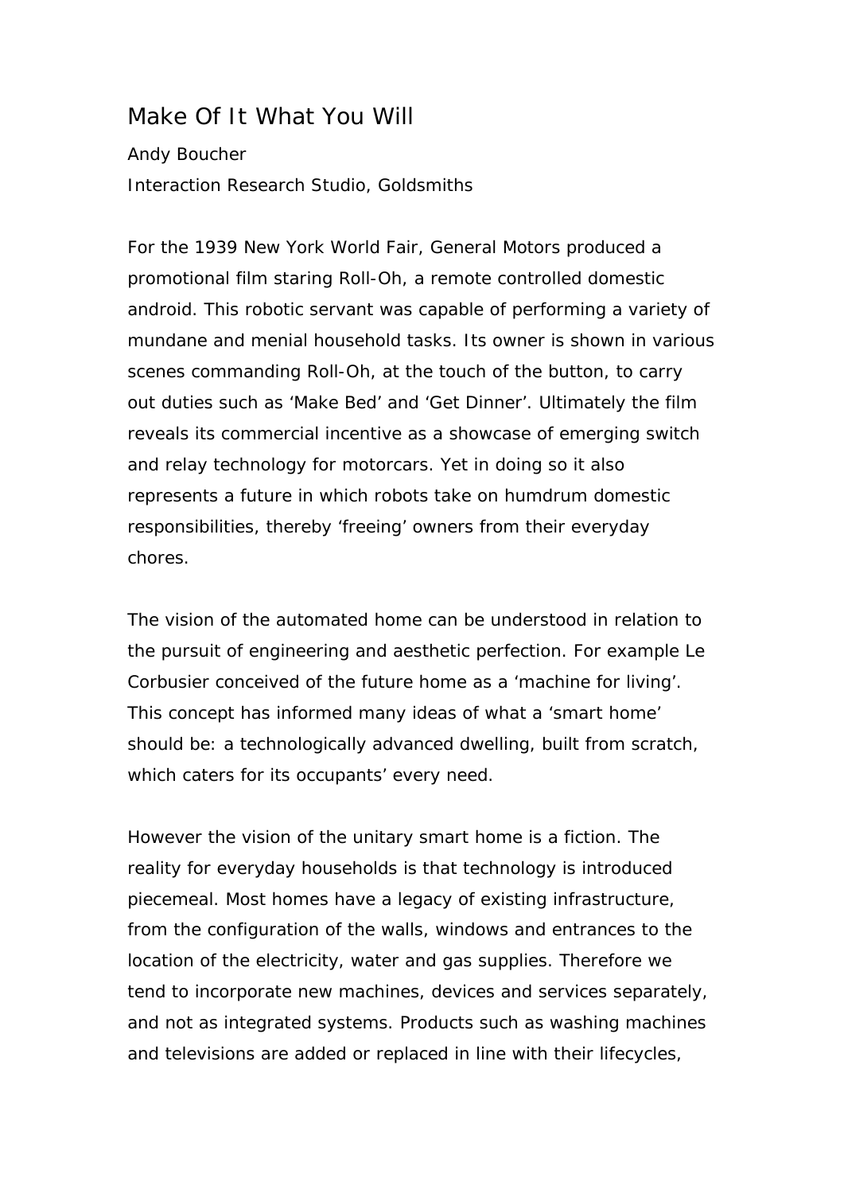# Make Of It What You Will

Andy Boucher

Interaction Research Studio, Goldsmiths

For the 1939 New York World Fair, General Motors produced a promotional film staring Roll-Oh, a remote controlled domestic android. This robotic servant was capable of performing a variety of mundane and menial household tasks. Its owner is shown in various scenes commanding Roll-Oh, at the touch of the button, to carry out duties such as 'Make Bed' and 'Get Dinner'. Ultimately the film reveals its commercial incentive as a showcase of emerging switch and relay technology for motorcars. Yet in doing so it also represents a future in which robots take on humdrum domestic responsibilities, thereby 'freeing' owners from their everyday chores.

The vision of the automated home can be understood in relation to the pursuit of engineering and aesthetic perfection. For example Le Corbusier conceived of the future home as a 'machine for living'. This concept has informed many ideas of what a 'smart home' should be: a technologically advanced dwelling, built from scratch, which caters for its occupants' every need.

However the vision of the unitary smart home is a fiction. The reality for everyday households is that technology is introduced piecemeal. Most homes have a legacy of existing infrastructure, from the configuration of the walls, windows and entrances to the location of the electricity, water and gas supplies. Therefore we tend to incorporate new machines, devices and services separately, and not as integrated systems. Products such as washing machines and televisions are added or replaced in line with their lifecycles,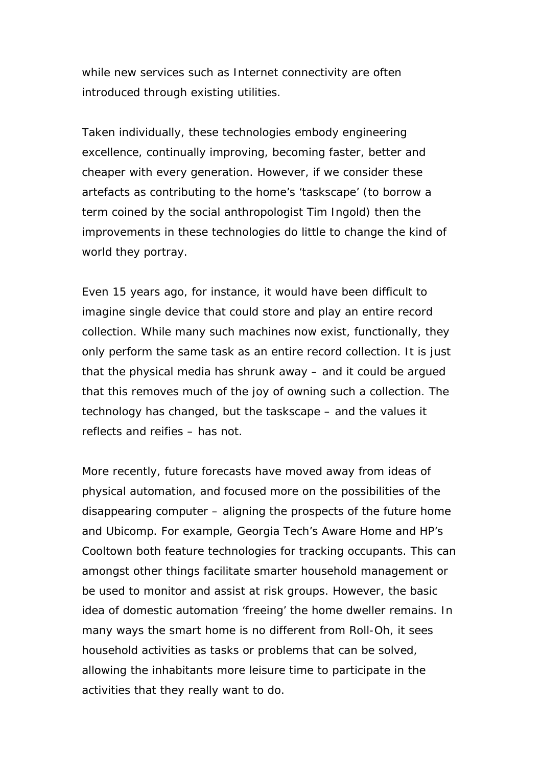while new services such as Internet connectivity are often introduced through existing utilities.

Taken individually, these technologies embody engineering excellence, continually improving, becoming faster, better and cheaper with every generation. However, if we consider these artefacts as contributing to the home's 'taskscape' (to borrow a term coined by the social anthropologist Tim Ingold) then the improvements in these technologies do little to change the kind of world they portray.

Even 15 years ago, for instance, it would have been difficult to imagine single device that could store and play an entire record collection. While many such machines now exist, functionally, they only perform the same task as an entire record collection. It is just that the physical media has shrunk away – and it could be argued that this removes much of the joy of owning such a collection. The technology has changed, but the taskscape – and the values it reflects and reifies – has not.

More recently, future forecasts have moved away from ideas of physical automation, and focused more on the possibilities of the disappearing computer – aligning the prospects of the future home and Ubicomp. For example, Georgia Tech's Aware Home and HP's Cooltown both feature technologies for tracking occupants. This can amongst other things facilitate smarter household management or be used to monitor and assist at risk groups. However, the basic idea of domestic automation 'freeing' the home dweller remains. In many ways the smart home is no different from Roll-Oh, it sees household activities as tasks or problems that can be solved, allowing the inhabitants more leisure time to participate in the activities that they really want to do.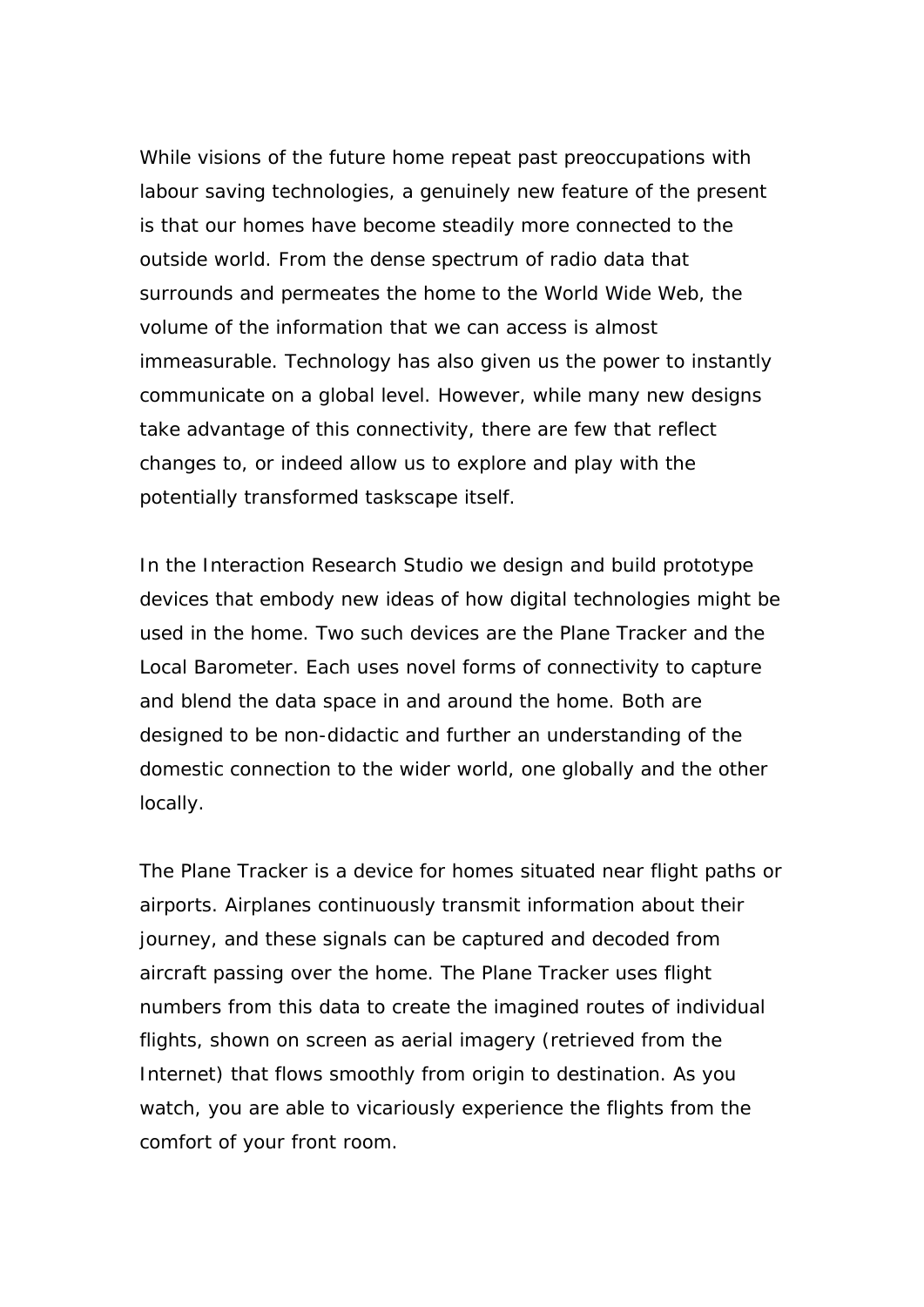While visions of the future home repeat past preoccupations with labour saving technologies, a genuinely new feature of the present is that our homes have become steadily more connected to the outside world. From the dense spectrum of radio data that surrounds and permeates the home to the World Wide Web, the volume of the information that we can access is almost immeasurable. Technology has also given us the power to instantly communicate on a global level. However, while many new designs take advantage of this connectivity, there are few that reflect changes to, or indeed allow us to explore and play with the potentially transformed taskscape itself.

In the Interaction Research Studio we design and build prototype devices that embody new ideas of how digital technologies might be used in the home. Two such devices are the Plane Tracker and the Local Barometer. Each uses novel forms of connectivity to capture and blend the data space in and around the home. Both are designed to be non-didactic and further an understanding of the domestic connection to the wider world, one globally and the other locally.

The Plane Tracker is a device for homes situated near flight paths or airports. Airplanes continuously transmit information about their journey, and these signals can be captured and decoded from aircraft passing over the home. The Plane Tracker uses flight numbers from this data to create the imagined routes of individual flights, shown on screen as aerial imagery (retrieved from the Internet) that flows smoothly from origin to destination. As you watch, you are able to vicariously experience the flights from the comfort of your front room.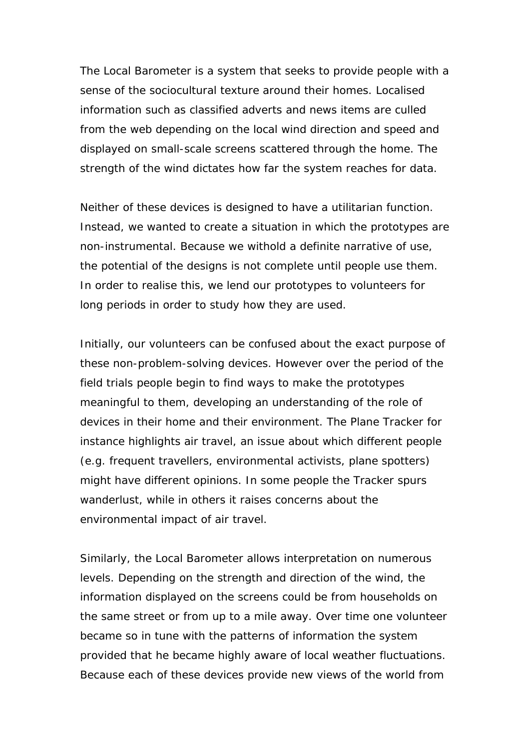The Local Barometer is a system that seeks to provide people with a sense of the sociocultural texture around their homes. Localised information such as classified adverts and news items are culled from the web depending on the local wind direction and speed and displayed on small-scale screens scattered through the home. The strength of the wind dictates how far the system reaches for data.

Neither of these devices is designed to have a utilitarian function. Instead, we wanted to create a situation in which the prototypes are non-instrumental. Because we withold a definite narrative of use, the potential of the designs is not complete until people use them. In order to realise this, we lend our prototypes to volunteers for long periods in order to study how they are used.

Initially, our volunteers can be confused about the exact purpose of these non-problem-solving devices. However over the period of the field trials people begin to find ways to make the prototypes meaningful to them, developing an understanding of the role of devices in their home and their environment. The Plane Tracker for instance highlights air travel, an issue about which different people (e.g. frequent travellers, environmental activists, plane spotters) might have different opinions. In some people the Tracker spurs wanderlust, while in others it raises concerns about the environmental impact of air travel.

Similarly, the Local Barometer allows interpretation on numerous levels. Depending on the strength and direction of the wind, the information displayed on the screens could be from households on the same street or from up to a mile away. Over time one volunteer became so in tune with the patterns of information the system provided that he became highly aware of local weather fluctuations. Because each of these devices provide new views of the world from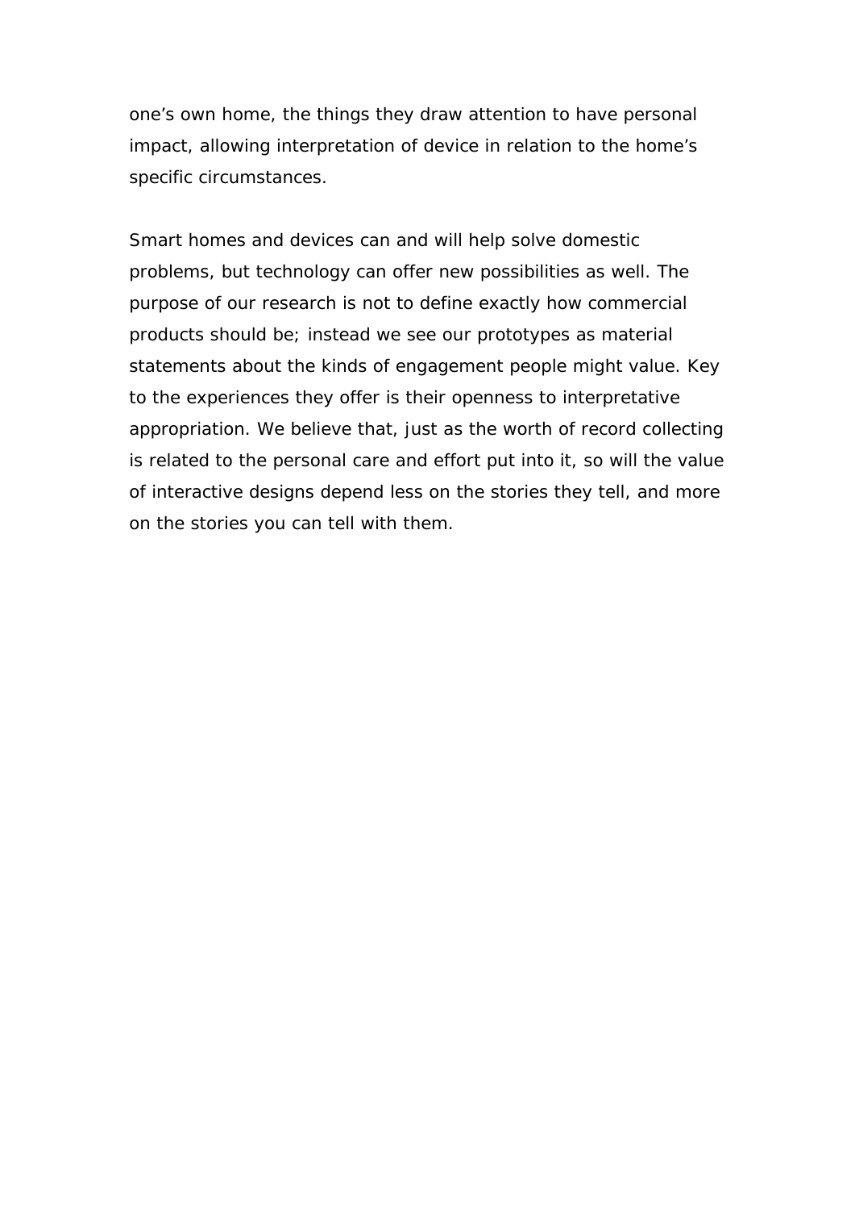one's own home, the things they draw attention to have personal impact, allowing interpretation of device in relation to the home's specific circumstances.

Smart homes and devices can and will help solve domestic problems, but technology can offer new possibilities as well. The purpose of our research is not to define exactly how commercial products should be; instead we see our prototypes as material statements about the kinds of engagement people might value. Key to the experiences they offer is their openness to interpretative appropriation. We believe that, just as the worth of record collecting is related to the personal care and effort put into it, so will the value of interactive designs depend less on the stories they tell, and more on the stories you can tell with them.